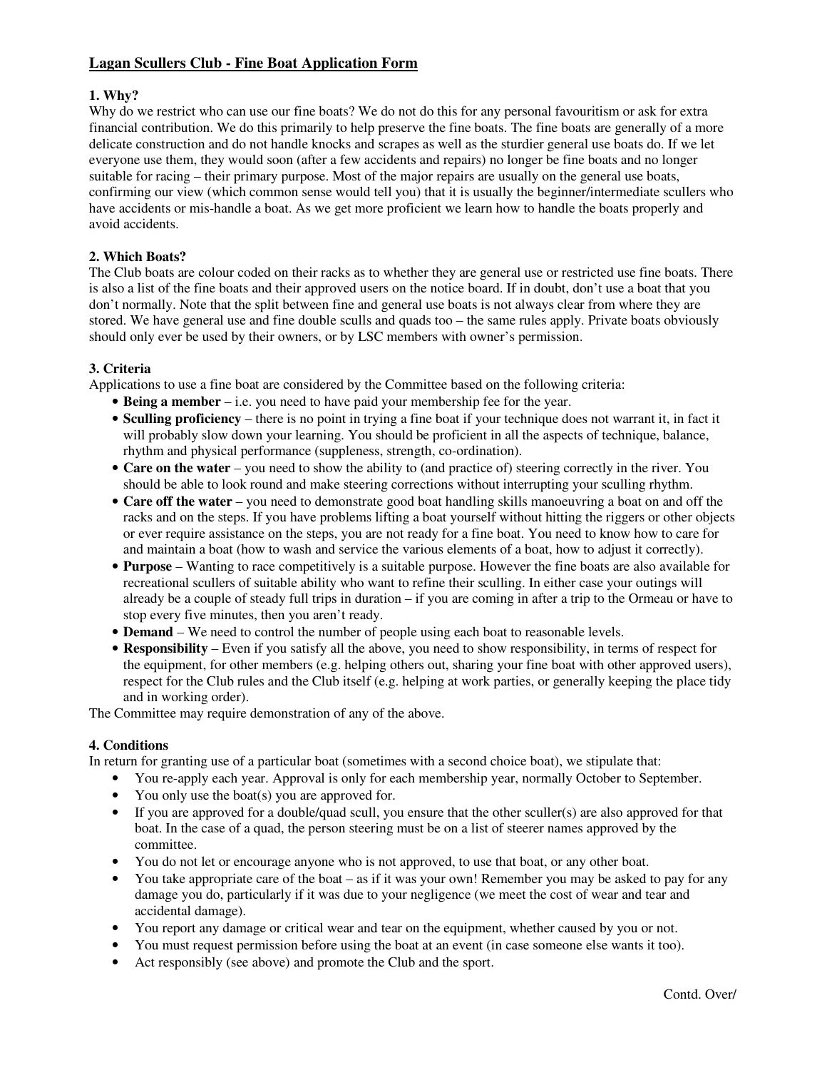# Lagan Scullers Club - Fine Boat Application Form

## 1. Why?

Why do we restrict who can use our fine boats? We do not do this for any personal favouritism or ask for extra financial contribution. We do this primarily to help preserve the fine boats. The fine boats are generally of a more delicate construction and do not handle knocks and scrapes as well as the sturdier general use boats do. If we let everyone use them, they would soon (after a few accidents and repairs) no longer be fine boats and no longer suitable for racing – their primary purpose. Most of the major repairs are usually on the general use boats, confirming our view (which common sense would tell you) that it is usually the beginner/intermediate scullers who have accidents or mis-handle a boat. As we get more proficient we learn how to handle the boats properly and avoid accidents.

## 2. Which Boats?

The Club boats are colour coded on their racks as to whether they are general use or restricted use fine boats. There is also a list of the fine boats and their approved users on the notice board. If in doubt, don't use a boat that you don't normally. Note that the split between fine and general use boats is not always clear from where they are stored. We have general use and fine double sculls and quads too – the same rules apply. Private boats obviously should only ever be used by their owners, or by LSC members with owner's permission.

## 3. Criteria

Applications to use a fine boat are considered by the Committee based on the following criteria:

- **Being a member** – i.e. you need to have paid your membership fee for the year.
- **Sculling proficiency** – there is no point in trying a fine boat if your technique does not warrant it, in fact it will probably slow down your learning. You should be proficient in all the aspects of technique, balance, rhythm and physical performance (suppleness, strength, co-ordination).
- **Care on the water** – you need to show the ability to (and practice of) steering correctly in the river. You should be able to look round and make steering corrections without interrupting your sculling rhythm.
- **Care off the water** – you need to demonstrate good boat handling skills manoeuvring a boat on and off the racks and on the steps. If you have problems lifting a boat yourself without hitting the riggers or other objects or ever require assistance on the steps, you are not ready for a fine boat. You need to know how to care for and maintain a boat (how to wash and service the various elements of a boat, how to adjust it correctly).
- **Purpose** – Wanting to race competitively is a suitable purpose. However the fine boats are also available for recreational scullers of suitable ability who want to refine their sculling. In either case your outings will already be a couple of steady full trips in duration – if you are coming in after a trip to the Ormeau or have to stop every five minutes, then you aren't ready.
- **Demand** – We need to control the number of people using each boat to reasonable levels.
- **Responsibility** – Even if you satisfy all the above, you need to show responsibility, in terms of respect for the equipment, for other members (e.g. helping others out, sharing your fine boat with other approved users), respect for the Club rules and the Club itself (e.g. helping at work parties, or generally keeping the place tidy and in working order).

The Committee may require demonstration of any of the above.

## 4. Conditions

In return for granting use of a particular boat (sometimes with a second choice boat), we stipulate that:

- You re-apply each year. Approval is only for each membership year, normally October to September.
- You only use the boat(s) you are approved for.
- If you are approved for a double/quad scull, you ensure that the other sculler(s) are also approved for that boat. In the case of a quad, the person steering must be on a list of steerer names approved by the committee.
- You do not let or encourage anyone who is not approved, to use that boat, or any other boat.
- You take appropriate care of the boat – as if it was your own! Remember you may be asked to pay for any damage you do, particularly if it was due to your negligence (we meet the cost of wear and tear and accidental damage).
- You report any damage or critical wear and tear on the equipment, whether caused by you or not.
- You must request permission before using the boat at an event (in case someone else wants it too).
- Act responsibly (see above) and promote the Club and the sport.

Contd. Over/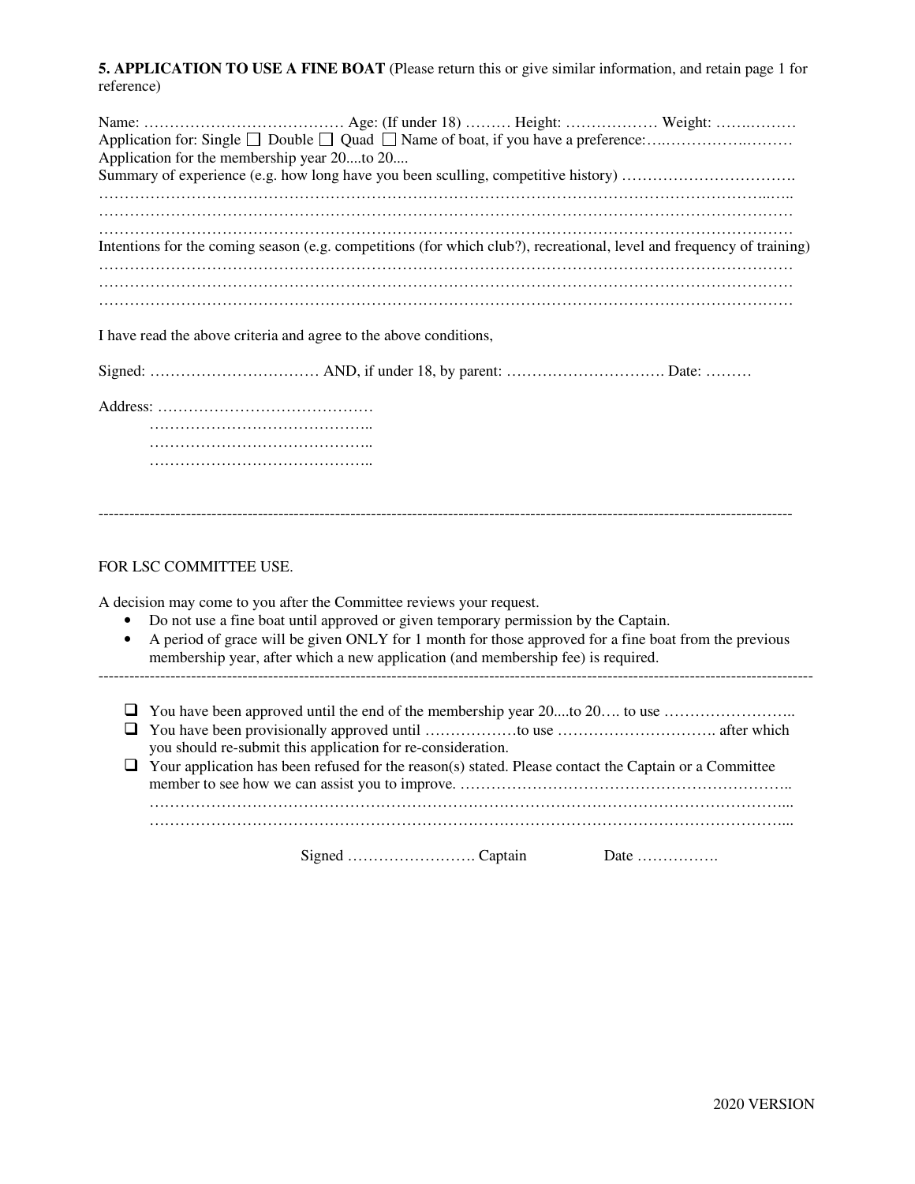**5. APPLICATION TO USE A FINE BOAT** (Please return this or give similar information, and retain page 1 for reference)

Name: ………………………………… Age: (If under 18) ……… Height: ……………… Weight: ……………
Application for: Single ☐ Double ☐ Quad ☐ Name of boat, if you have a preference:………………………
Application for the membership year 20....to 20....
Summary of experience (e.g. how long have you been sculling, competitive history) …………………………….
……………………………………………………………………………………………………………………
……………………………………………………………………………………………………………………
……………………………………………………………………………………………………………………
Intentions for the coming season (e.g. competitions (for which club?), recreational, level and frequency of training)
……………………………………………………………………………………………………………………
……………………………………………………………………………………………………………………
……………………………………………………………………………………………………………………

I have read the above criteria and agree to the above conditions,

Signed: …………………………… AND, if under 18, by parent: …………………………. Date: ………

Address: ……………………………………
……………………………………..
……………………………………..
……………………………………..

---

FOR LSC COMMITTEE USE.

A decision may come to you after the Committee reviews your request.

- Do not use a fine boat until approved or given temporary permission by the Captain.
- A period of grace will be given ONLY for 1 month for those approved for a fine boat from the previous membership year, after which a new application (and membership fee) is required.

---

- ☐ You have been approved until the end of the membership year 20....to 20…. to use ……………………..
- ☐ You have been provisionally approved until ………………to use …………………………. after which you should re-submit this application for re-consideration.
- ☐ Your application has been refused for the reason(s) stated. Please contact the Captain or a Committee member to see how we can assist you to improve. ……………………………………………………..
……………………………………………………………………………………………………………...
……………………………………………………………………………………………………………...

Signed ……………………. Captain Date …………….

2020 VERSION